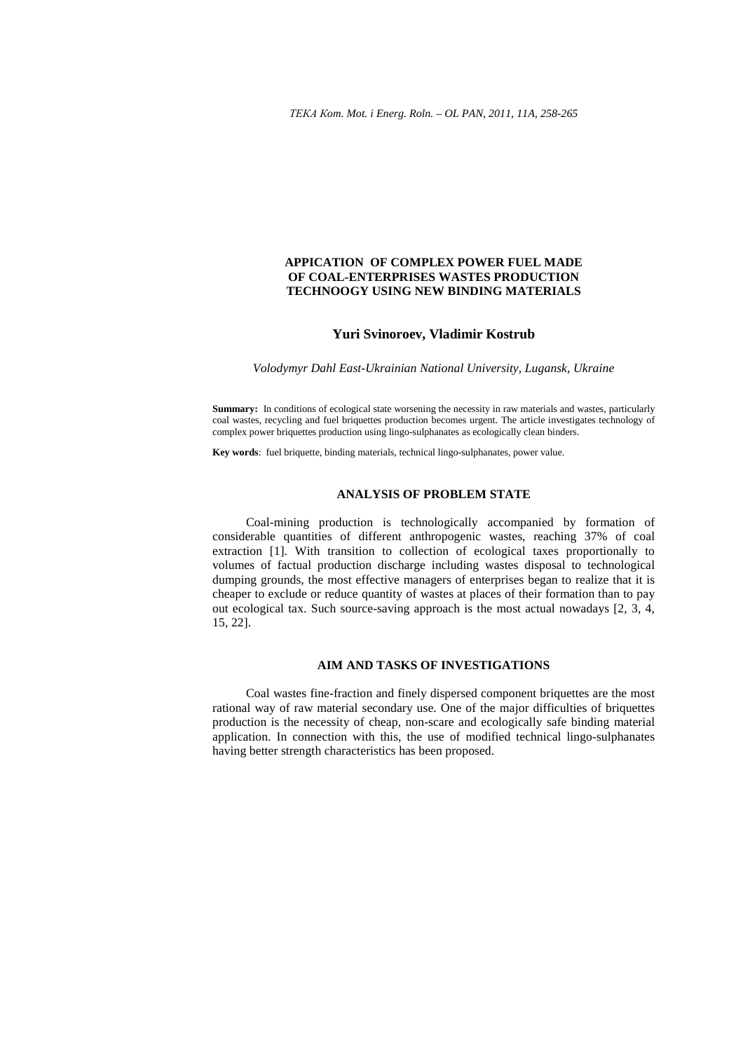# APPICATION OF COMPLEX POWER FUEL MADE OF COAL-ENTERPRISES WASTES PRODUCTION TECHNOOGY USING NEW BINDING MATERIALS

**Yuri Svinoroev, Vladimir Kostrub**

*Volodymyr Dahl East-Ukrainian National University, Lugansk, Ukraine*

**Summary:** In conditions of ecological state worsening the necessity in raw materials and wastes, particularly coal wastes, recycling and fuel briquettes production becomes urgent. The article investigates technology of complex power briquettes production using lingo-sulphanates as ecologically clean binders.

**Key words**: fuel briquette, binding materials, technical lingo-sulphanates, power value.

## ANALYSIS OF PROBLEM STATE

Coal-mining production is technologically accompanied by formation of considerable quantities of different anthropogenic wastes, reaching 37% of coal extraction [1]. With transition to collection of ecological taxes proportionally to volumes of factual production discharge including wastes disposal to technological dumping grounds, the most effective managers of enterprises began to realize that it is cheaper to exclude or reduce quantity of wastes at places of their formation than to pay out ecological tax. Such source-saving approach is the most actual nowadays [2, 3, 4, 15, 22].

## AIM AND TASKS OF INVESTIGATIONS

Coal wastes fine-fraction and finely dispersed component briquettes are the most rational way of raw material secondary use. One of the major difficulties of briquettes production is the necessity of cheap, non-scare and ecologically safe binding material application. In connection with this, the use of modified technical lingo-sulphanates having better strength characteristics has been proposed.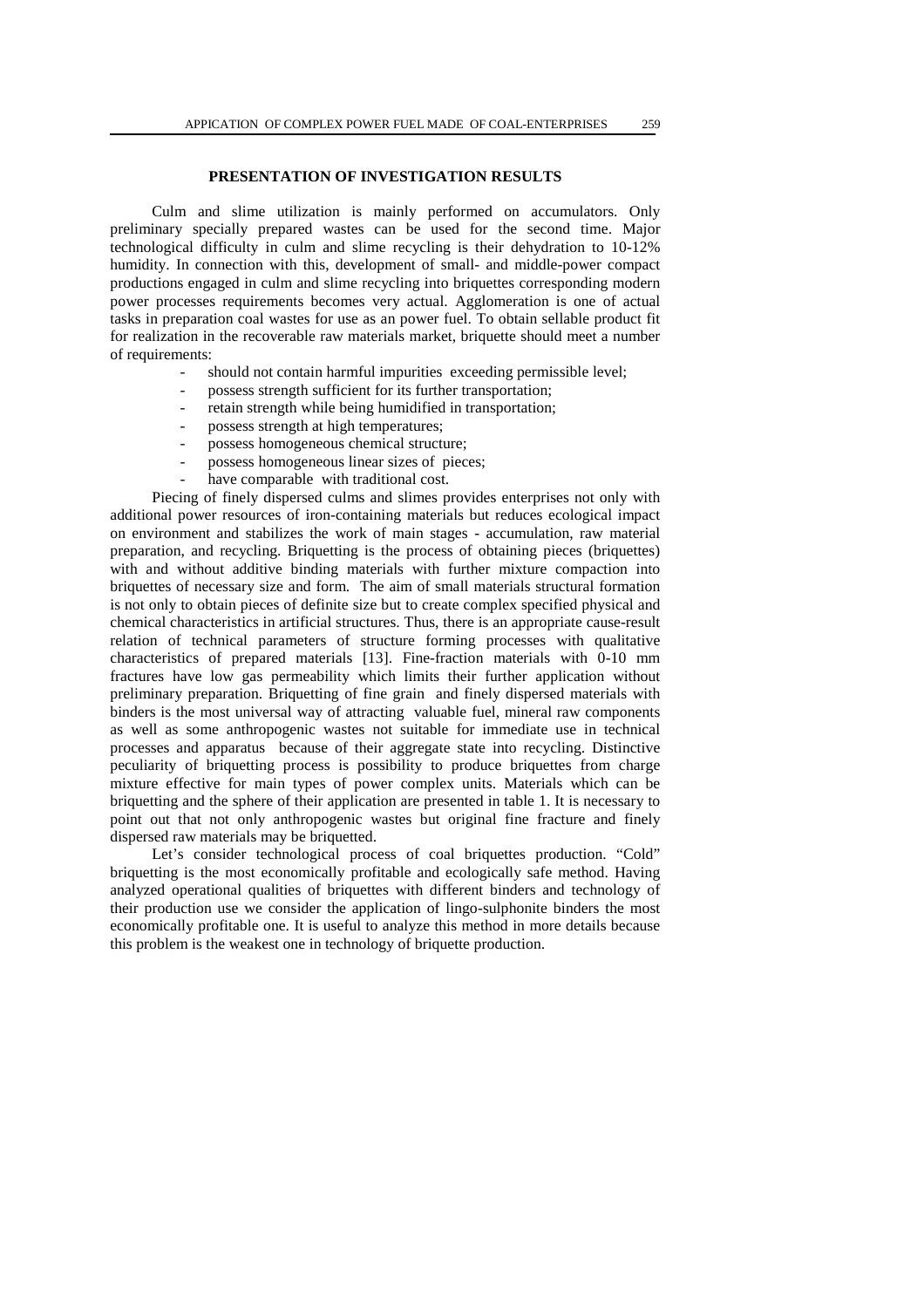## PRESENTATION OF INVESTIGATION RESULTS

Culm and slime utilization is mainly performed on accumulators. Only preliminary specially prepared wastes can be used for the second time. Major technological difficulty in culm and slime recycling is their dehydration to 10-12% humidity. In connection with this, development of small- and middle-power compact productions engaged in culm and slime recycling into briquettes corresponding modern power processes requirements becomes very actual. Agglomeration is one of actual tasks in preparation coal wastes for use as an power fuel. To obtain sellable product fit for realization in the recoverable raw materials market, briquette should meet a number of requirements:

- should not contain harmful impurities exceeding permissible level;
- possess strength sufficient for its further transportation;
- retain strength while being humidified in transportation;
- possess strength at high temperatures;
- possess homogeneous chemical structure;
- possess homogeneous linear sizes of pieces;
- have comparable with traditional cost.

Piecing of finely dispersed culms and slimes provides enterprises not only with additional power resources of iron-containing materials but reduces ecological impact on environment and stabilizes the work of main stages - accumulation, raw material preparation, and recycling. Briquetting is the process of obtaining pieces (briquettes) with and without additive binding materials with further mixture compaction into briquettes of necessary size and form. The aim of small materials structural formation is not only to obtain pieces of definite size but to create complex specified physical and chemical characteristics in artificial structures. Thus, there is an appropriate cause-result relation of technical parameters of structure forming processes with qualitative characteristics of prepared materials [13]. Fine-fraction materials with 0-10 mm fractures have low gas permeability which limits their further application without preliminary preparation. Briquetting of fine grain and finely dispersed materials with binders is the most universal way of attracting valuable fuel, mineral raw components as well as some anthropogenic wastes not suitable for immediate use in technical processes and apparatus because of their aggregate state into recycling. Distinctive peculiarity of briquetting process is possibility to produce briquettes from charge mixture effective for main types of power complex units. Materials which can be briquetting and the sphere of their application are presented in table 1. It is necessary to point out that not only anthropogenic wastes but original fine fracture and finely dispersed raw materials may be briquetted.

Let's consider technological process of coal briquettes production. "Cold" briquetting is the most economically profitable and ecologically safe method. Having analyzed operational qualities of briquettes with different binders and technology of their production use we consider the application of lingo-sulphonite binders the most economically profitable one. It is useful to analyze this method in more details because this problem is the weakest one in technology of briquette production.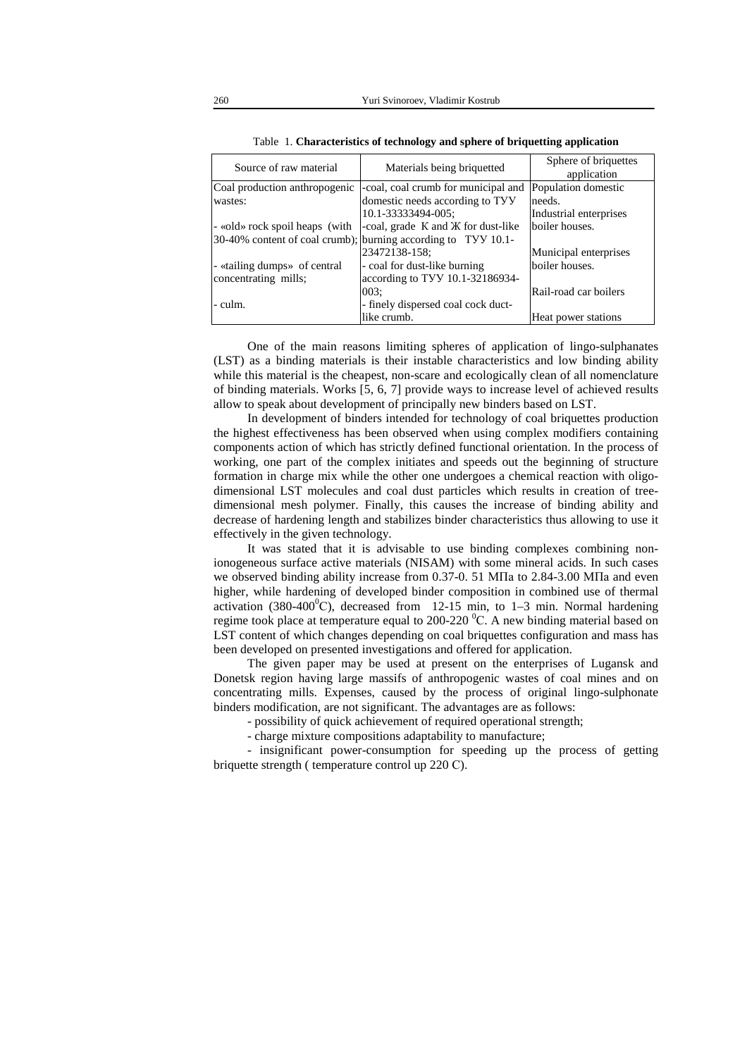Table 1. **Characteristics of technology and sphere of briquetting application**

| Source of raw material | Materials being briquetted | Sphere of briquettes application |
|---|---|---|
| Coal production anthropogenic wastes: | -coal, coal crumb for municipal and domestic needs according to ТУУ 10.1-33333494-005; | Population domestic needs. |
| - «old» rock spoil heaps (with 30-40% content of coal crumb); | -coal, grade К and Ж for dust-like burning according to ТУУ 10.1-23472138-158; | Industrial enterprises boiler houses. |
| - «tailing dumps» of central concentrating mills; | - coal for dust-like burning according to ТУУ 10.1-32186934-003; | Municipal enterprises boiler houses. |
| - culm. | - finely dispersed coal cock duct-like crumb. | Rail-road car boilers<br>Heat power stations |

One of the main reasons limiting spheres of application of lingo-sulphanates (LST) as a binding materials is their instable characteristics and low binding ability while this material is the cheapest, non-scare and ecologically clean of all nomenclature of binding materials. Works [5, 6, 7] provide ways to increase level of achieved results allow to speak about development of principally new binders based on LST.

In development of binders intended for technology of coal briquettes production the highest effectiveness has been observed when using complex modifiers containing components action of which has strictly defined functional orientation. In the process of working, one part of the complex initiates and speeds out the beginning of structure formation in charge mix while the other one undergoes a chemical reaction with oligo-dimensional LST molecules and coal dust particles which results in creation of tree-dimensional mesh polymer. Finally, this causes the increase of binding ability and decrease of hardening length and stabilizes binder characteristics thus allowing to use it effectively in the given technology.

It was stated that it is advisable to use binding complexes combining non-ionogeneous surface active materials (NISAM) with some mineral acids. In such cases we observed binding ability increase from 0.37-0. 51 МПа to 2.84-3.00 МПа and even higher, while hardening of developed binder composition in combined use of thermal activation (380-400$^{0}$C), decreased from 12-15 min, to 1–3 min. Normal hardening regime took place at temperature equal to 200-220 $^{0}$C. A new binding material based on LST content of which changes depending on coal briquettes configuration and mass has been developed on presented investigations and offered for application.

The given paper may be used at present on the enterprises of Lugansk and Donetsk region having large massifs of anthropogenic wastes of coal mines and on concentrating mills. Expenses, caused by the process of original lingo-sulphonate binders modification, are not significant. The advantages are as follows:

- possibility of quick achievement of required operational strength;
- charge mixture compositions adaptability to manufacture;
- insignificant power-consumption for speeding up the process of getting briquette strength ( temperature control up 220 C).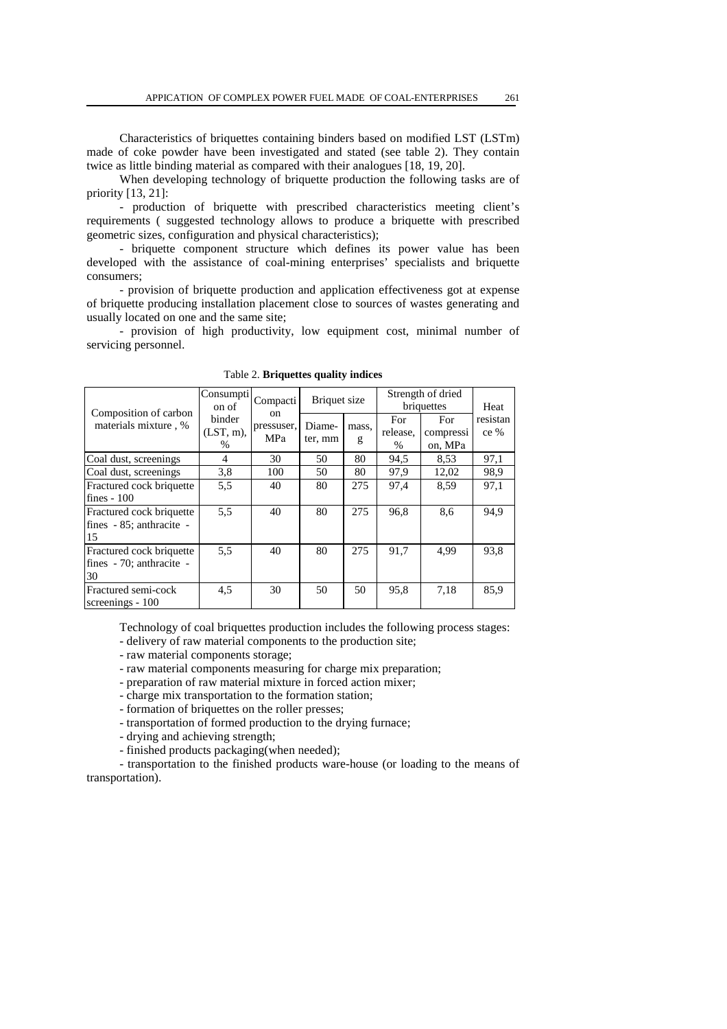Characteristics of briquettes containing binders based on modified LST (LSTm) made of coke powder have been investigated and stated (see table 2). They contain twice as little binding material as compared with their analogues [18, 19, 20].

When developing technology of briquette production the following tasks are of priority [13, 21]:

- production of briquette with prescribed characteristics meeting client's requirements ( suggested technology allows to produce a briquette with prescribed geometric sizes, configuration and physical characteristics);
- briquette component structure which defines its power value has been developed with the assistance of coal-mining enterprises' specialists and briquette consumers;
- provision of briquette production and application effectiveness got at expense of briquette producing installation placement close to sources of wastes generating and usually located on one and the same site;
- provision of high productivity, low equipment cost, minimal number of servicing personnel.

Table 2. **Briquettes quality indices**

| Composition of carbon materials mixture , % | Consumption of binder (LST, m), % | Compaction pressuser, MPa | Briquet size | | Strength of dried briquettes | | Heat resistance % |
|---|---|---|---|---|---|---|---|
| | | | Diameter, mm | mass, g | For release, % | For compression, MPa | |
| Coal dust, screenings | 4 | 30 | 50 | 80 | 94,5 | 8,53 | 97,1 |
| Coal dust, screenings | 3,8 | 100 | 50 | 80 | 97,9 | 12,02 | 98,9 |
| Fractured cock briquette fines - 100 | 5,5 | 40 | 80 | 275 | 97,4 | 8,59 | 97,1 |
| Fractured cock briquette fines - 85; anthracite - 15 | 5,5 | 40 | 80 | 275 | 96,8 | 8,6 | 94,9 |
| Fractured cock briquette fines - 70; anthracite - 30 | 5,5 | 40 | 80 | 275 | 91,7 | 4,99 | 93,8 |
| Fractured semi-cock screenings - 100 | 4,5 | 30 | 50 | 50 | 95,8 | 7,18 | 85,9 |

Technology of coal briquettes production includes the following process stages:

- delivery of raw material components to the production site;
- raw material components storage;
- raw material components measuring for charge mix preparation;
- preparation of raw material mixture in forced action mixer;
- charge mix transportation to the formation station;
- formation of briquettes on the roller presses;
- transportation of formed production to the drying furnace;
- drying and achieving strength;
- finished products packaging(when needed);
- transportation to the finished products ware-house (or loading to the means of transportation).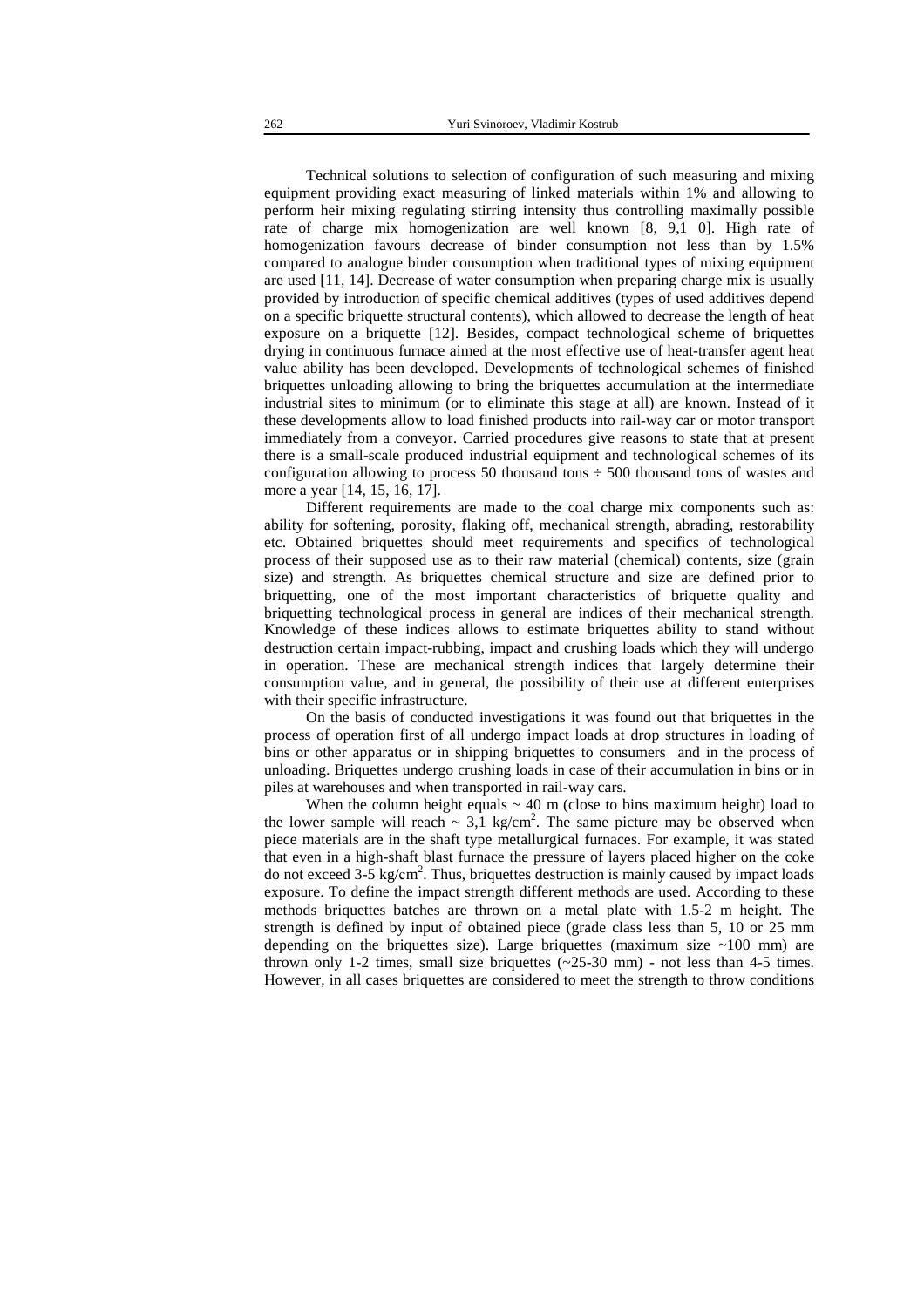Technical solutions to selection of configuration of such measuring and mixing equipment providing exact measuring of linked materials within 1% and allowing to perform heir mixing regulating stirring intensity thus controlling maximally possible rate of charge mix homogenization are well known [8, 9,1 0]. High rate of homogenization favours decrease of binder consumption not less than by 1.5% compared to analogue binder consumption when traditional types of mixing equipment are used [11, 14]. Decrease of water consumption when preparing charge mix is usually provided by introduction of specific chemical additives (types of used additives depend on a specific briquette structural contents), which allowed to decrease the length of heat exposure on a briquette [12]. Besides, compact technological scheme of briquettes drying in continuous furnace aimed at the most effective use of heat-transfer agent heat value ability has been developed. Developments of technological schemes of finished briquettes unloading allowing to bring the briquettes accumulation at the intermediate industrial sites to minimum (or to eliminate this stage at all) are known. Instead of it these developments allow to load finished products into rail-way car or motor transport immediately from a conveyor. Carried procedures give reasons to state that at present there is a small-scale produced industrial equipment and technological schemes of its configuration allowing to process 50 thousand tons ÷ 500 thousand tons of wastes and more a year [14, 15, 16, 17].

Different requirements are made to the coal charge mix components such as: ability for softening, porosity, flaking off, mechanical strength, abrading, restorability etc. Obtained briquettes should meet requirements and specifics of technological process of their supposed use as to their raw material (chemical) contents, size (grain size) and strength. As briquettes chemical structure and size are defined prior to briquetting, one of the most important characteristics of briquette quality and briquetting technological process in general are indices of their mechanical strength. Knowledge of these indices allows to estimate briquettes ability to stand without destruction certain impact-rubbing, impact and crushing loads which they will undergo in operation. These are mechanical strength indices that largely determine their consumption value, and in general, the possibility of their use at different enterprises with their specific infrastructure.

On the basis of conducted investigations it was found out that briquettes in the process of operation first of all undergo impact loads at drop structures in loading of bins or other apparatus or in shipping briquettes to consumers and in the process of unloading. Briquettes undergo crushing loads in case of their accumulation in bins or in piles at warehouses and when transported in rail-way cars.

When the column height equals ~ 40 m (close to bins maximum height) load to the lower sample will reach ~ 3,1 kg/cm$^2$. The same picture may be observed when piece materials are in the shaft type metallurgical furnaces. For example, it was stated that even in a high-shaft blast furnace the pressure of layers placed higher on the coke do not exceed 3-5 kg/cm$^2$. Thus, briquettes destruction is mainly caused by impact loads exposure. To define the impact strength different methods are used. According to these methods briquettes batches are thrown on a metal plate with 1.5-2 m height. The strength is defined by input of obtained piece (grade class less than 5, 10 or 25 mm depending on the briquettes size). Large briquettes (maximum size ~100 mm) are thrown only 1-2 times, small size briquettes (~25-30 mm) - not less than 4-5 times. However, in all cases briquettes are considered to meet the strength to throw conditions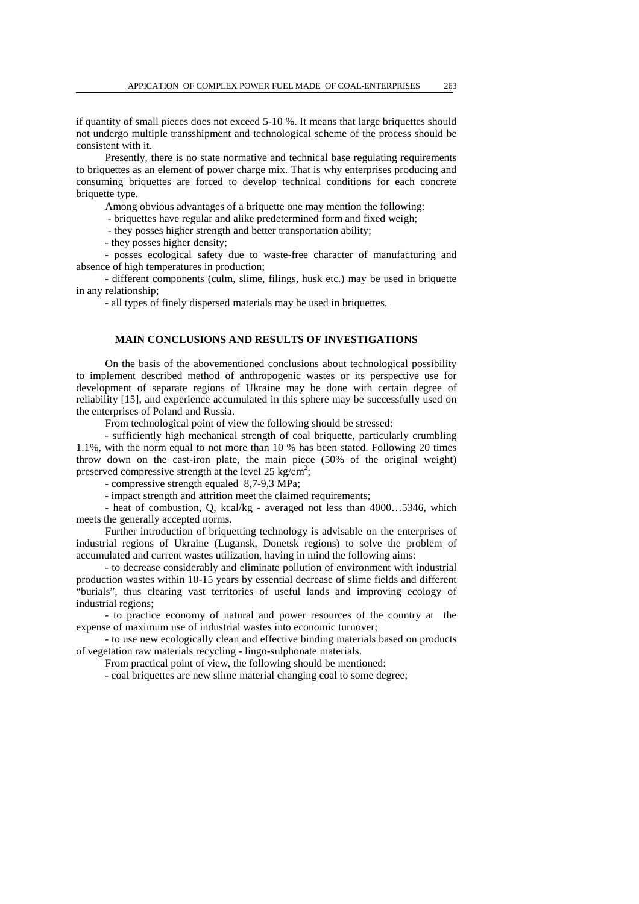if quantity of small pieces does not exceed 5-10 %. It means that large briquettes should not undergo multiple transshipment and technological scheme of the process should be consistent with it.

Presently, there is no state normative and technical base regulating requirements to briquettes as an element of power charge mix. That is why enterprises producing and consuming briquettes are forced to develop technical conditions for each concrete briquette type.

Among obvious advantages of a briquette one may mention the following:

- briquettes have regular and alike predetermined form and fixed weigh;
- they posses higher strength and better transportation ability;
- they posses higher density;
- posses ecological safety due to waste-free character of manufacturing and absence of high temperatures in production;
- different components (culm, slime, filings, husk etc.) may be used in briquette in any relationship;
- all types of finely dispersed materials may be used in briquettes.

## MAIN CONCLUSIONS AND RESULTS OF INVESTIGATIONS

On the basis of the abovementioned conclusions about technological possibility to implement described method of anthropogenic wastes or its perspective use for development of separate regions of Ukraine may be done with certain degree of reliability [15], and experience accumulated in this sphere may be successfully used on the enterprises of Poland and Russia.

From technological point of view the following should be stressed:

- sufficiently high mechanical strength of coal briquette, particularly crumbling 1.1%, with the norm equal to not more than 10 % has been stated. Following 20 times throw down on the cast-iron plate, the main piece (50% of the original weight) preserved compressive strength at the level 25 kg/cm$^2$;
- compressive strength equaled 8,7-9,3 MPa;
- impact strength and attrition meet the claimed requirements;
- heat of combustion, Q, kcal/kg - averaged not less than 4000…5346, which meets the generally accepted norms.

Further introduction of briquetting technology is advisable on the enterprises of industrial regions of Ukraine (Lugansk, Donetsk regions) to solve the problem of accumulated and current wastes utilization, having in mind the following aims:

- to decrease considerably and eliminate pollution of environment with industrial production wastes within 10-15 years by essential decrease of slime fields and different "burials", thus clearing vast territories of useful lands and improving ecology of industrial regions;
- to practice economy of natural and power resources of the country at the expense of maximum use of industrial wastes into economic turnover;
- to use new ecologically clean and effective binding materials based on products of vegetation raw materials recycling - lingo-sulphonate materials.

From practical point of view, the following should be mentioned:

- coal briquettes are new slime material changing coal to some degree;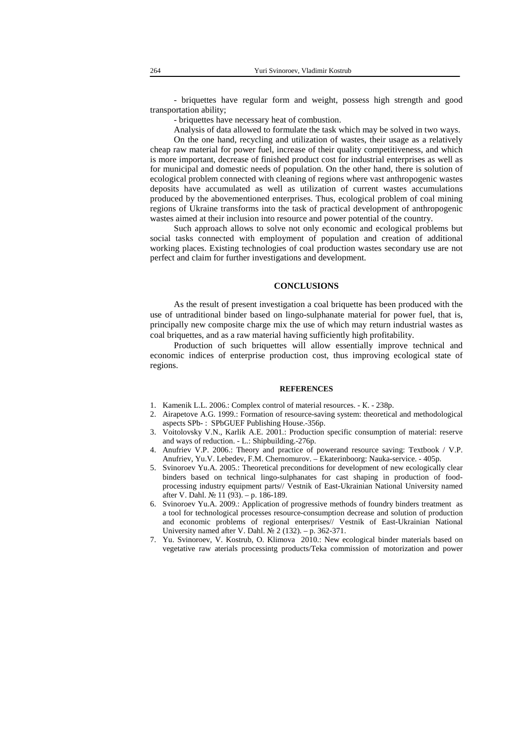- briquettes have regular form and weight, possess high strength and good transportation ability;

- briquettes have necessary heat of combustion.

Analysis of data allowed to formulate the task which may be solved in two ways.

On the one hand, recycling and utilization of wastes, their usage as a relatively cheap raw material for power fuel, increase of their quality competitiveness, and which is more important, decrease of finished product cost for industrial enterprises as well as for municipal and domestic needs of population. On the other hand, there is solution of ecological problem connected with cleaning of regions where vast anthropogenic wastes deposits have accumulated as well as utilization of current wastes accumulations produced by the abovementioned enterprises. Thus, ecological problem of coal mining regions of Ukraine transforms into the task of practical development of anthropogenic wastes aimed at their inclusion into resource and power potential of the country.

Such approach allows to solve not only economic and ecological problems but social tasks connected with employment of population and creation of additional working places. Existing technologies of coal production wastes secondary use are not perfect and claim for further investigations and development.

## CONCLUSIONS

As the result of present investigation a coal briquette has been produced with the use of untraditional binder based on lingo-sulphanate material for power fuel, that is, principally new composite charge mix the use of which may return industrial wastes as coal briquettes, and as a raw material having sufficiently high profitability.

Production of such briquettes will allow essentially improve technical and economic indices of enterprise production cost, thus improving ecological state of regions.

## REFERENCES

1. Kamenik L.L. 2006.: Complex control of material resources. - K. - 238p.
2. Airapetove A.G. 1999.: Formation of resource-saving system: theoretical and methodological aspects SPb- : SPbGUEF Publishing House.-356p.
3. Voitolovsky V.N., Karlik A.E. 2001.: Production specific consumption of material: reserve and ways of reduction. - L.: Shipbuilding.-276p.
4. Anufriev V.P. 2006.: Theory and practice of powerand resource saving: Textbook / V.P. Anufriev, Yu.V. Lebedev, F.M. Chernomurov. – Ekaterinboorg: Nauka-service. - 405p.
5. Svinoroev Yu.A. 2005.: Theoretical preconditions for development of new ecologically clear binders based on technical lingo-sulphanates for cast shaping in production of food-processing industry equipment parts// Vestnik of East-Ukrainian National University named after V. Dahl. № 11 (93). – p. 186-189.
6. Svinoroev Yu.A. 2009.: Application of progressive methods of foundry binders treatment as a tool for technological processes resource-consumption decrease and solution of production and economic problems of regional enterprises// Vestnik of East-Ukrainian National University named after V. Dahl. № 2 (132). – p. 362-371.
7. Yu. Svinoroev, V. Kostrub, O. Klimova 2010.: New ecological binder materials based on vegetative raw aterials processintg products/Teka commission of motorization and power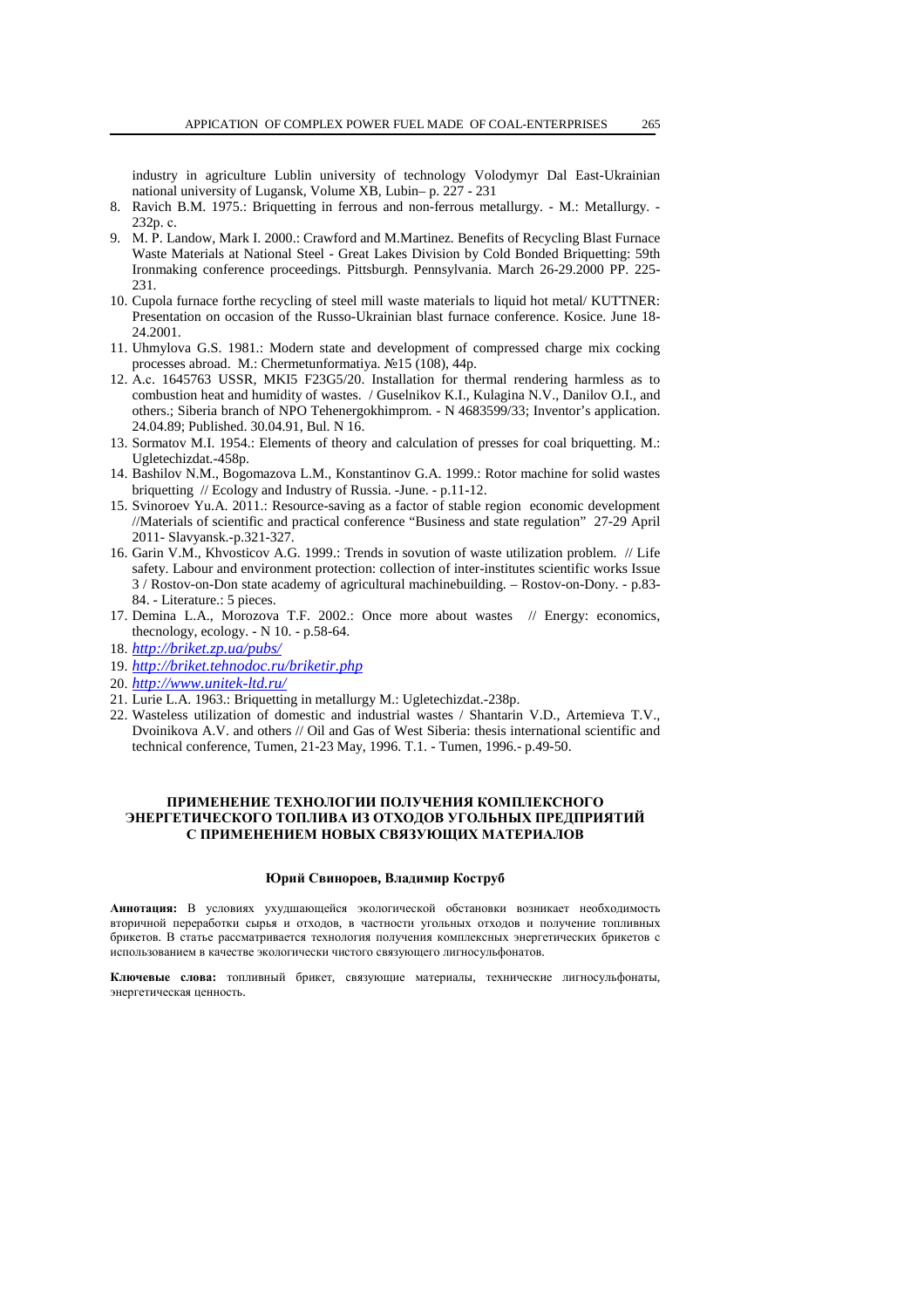industry in agriculture Lublin university of technology Volodymyr Dal East-Ukrainian national university of Lugansk, Volume XB, Lubin– p. 227 - 231

8. Ravich B.M. 1975.: Briquetting in ferrous and non-ferrous metallurgy. - M.: Metallurgy. - 232p. c.
9. M. P. Landow, Mark I. 2000.: Crawford and M.Martinez. Benefits of Recycling Blast Furnace Waste Materials at National Steel - Great Lakes Division by Cold Bonded Briquetting: 59th Ironmaking conference proceedings. Pittsburgh. Pennsylvania. March 26-29.2000 PP. 225-231.
10. Cupola furnace forthe recycling of steel mill waste materials to liquid hot metal/ KUTTNER: Presentation on occasion of the Russo-Ukrainian blast furnace conference. Kosice. June 18-24.2001.
11. Uhmylova G.S. 1981.: Modern state and development of compressed charge mix cocking processes abroad. M.: Chermetunformatiya. №15 (108), 44p.
12. A.c. 1645763 USSR, MKI5 F23G5/20. Installation for thermal rendering harmless as to combustion heat and humidity of wastes. / Guselnikov K.I., Kulagina N.V., Danilov O.I., and others.; Siberia branch of NPO Tehenergokhimprom. - N 4683599/33; Inventor's application. 24.04.89; Published. 30.04.91, Bul. N 16.
13. Sormatov M.I. 1954.: Elements of theory and calculation of presses for coal briquetting. M.: Ugletechizdat.-458p.
14. Bashilov N.M., Bogomazova L.M., Konstantinov G.A. 1999.: Rotor machine for solid wastes briquetting // Ecology and Industry of Russia. -June. - p.11-12.
15. Svinoroev Yu.A. 2011.: Resource-saving as a factor of stable region economic development //Materials of scientific and practical conference "Business and state regulation" 27-29 April 2011- Slavyansk.-p.321-327.
16. Garin V.M., Khvosticov A.G. 1999.: Trends in sovution of waste utilization problem. // Life safety. Labour and environment protection: collection of inter-institutes scientific works Issue 3 / Rostov-on-Don state academy of agricultural machinebuilding. – Rostov-on-Dony. - p.83-84. - Literature.: 5 pieces.
17. Demina L.A., Morozova T.F. 2002.: Once more about wastes // Energy: economics, thecnology, ecology. - N 10. - p.58-64.
18. *http://briket.zp.ua/pubs/*
19. *http://briket.tehnodoc.ru/briketir.php*
20. *http://www.unitek-ltd.ru/*
21. Lurie L.A. 1963.: Briquetting in metallurgy M.: Ugletechizdat.-238p.
22. Wasteless utilization of domestic and industrial wastes / Shantarin V.D., Artemieva T.V., Dvoinikova A.V. and others // Oil and Gas of West Siberia: thesis international scientific and technical conference, Tumen, 21-23 May, 1996. T.1. - Tumen, 1996.- p.49-50.

## ПРИМЕНЕНИЕ ТЕХНОЛОГИИ ПОЛУЧЕНИЯ КОМПЛЕКСНОГО ЭНЕРГЕТИЧЕСКОГО ТОПЛИВА ИЗ ОТХОДОВ УГОЛЬНЫХ ПРЕДПРИЯТИЙ С ПРИМЕНЕНИЕМ НОВЫХ СВЯЗУЮЩИХ МАТЕРИАЛОВ

**Юрий Свинороев, Владимир Коструб**

**Аннотация:** В условиях ухудшающейся экологической обстановки возникает необходимость вторичной переработки сырья и отходов, в частности угольных отходов и получение топливных брикетов. В статье рассматривается технология получения комплексных энергетических брикетов с использованием в качестве экологически чистого связующего лигносульфонатов.

**Ключевые слова:** топливный брикет, связующие материалы, технические лигносульфонаты, энергетическая ценность.